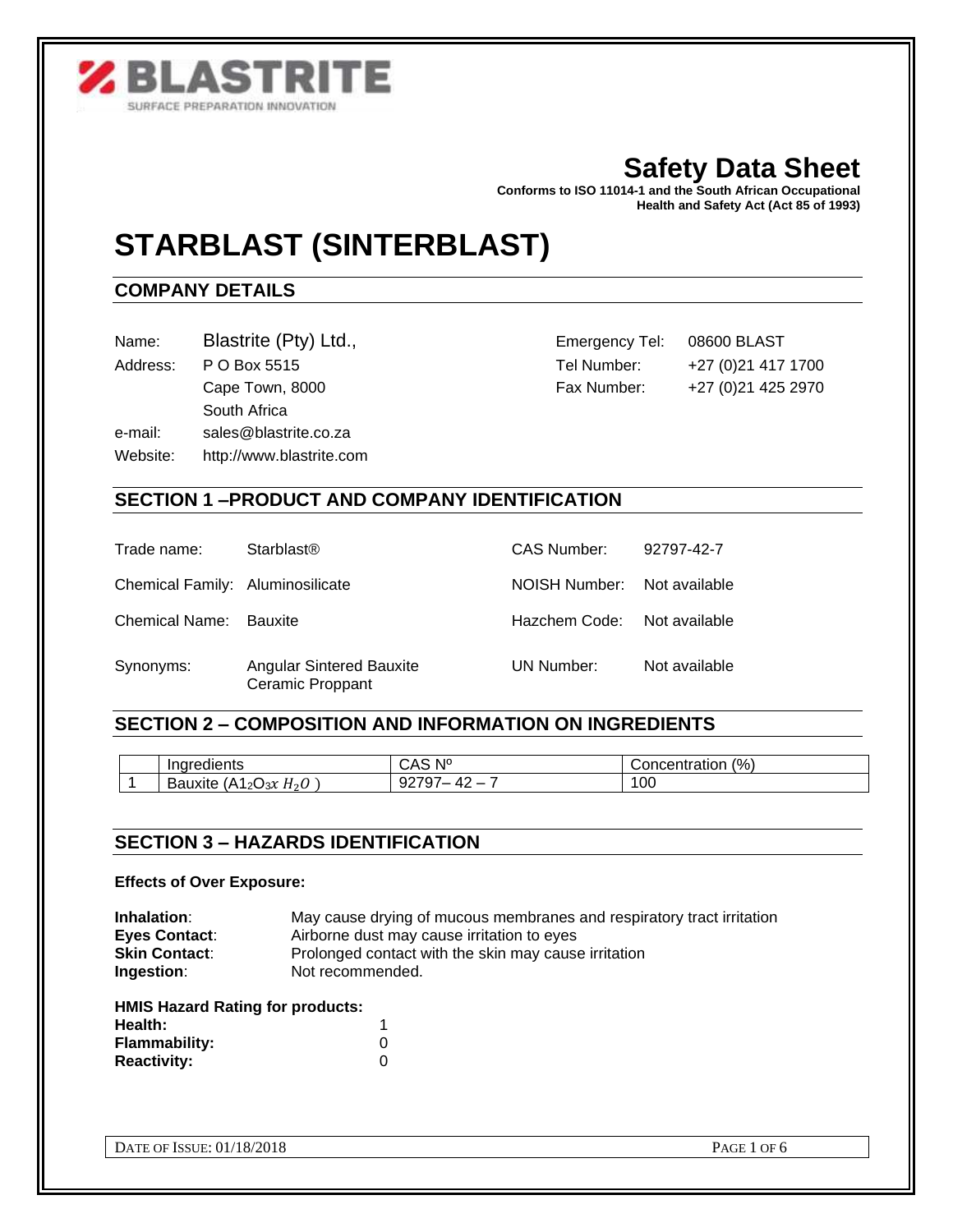**BLASTRITE**
SURFACE PREPARATION INNOVATION

# Safety Data Sheet

**Conforms to ISO 11014-1 and the South African Occupational Health and Safety Act (Act 85 of 1993)**

# STARBLAST (SINTERBLAST)

## COMPANY DETAILS

| | | | |
|---|---|---|---|
| Name: | Blastrite (Pty) Ltd., | Emergency Tel: | 08600 BLAST |
| Address: | P O Box 5515 | Tel Number: | +27 (0)21 417 1700 |
| | Cape Town, 8000 | Fax Number: | +27 (0)21 425 2970 |
| | South Africa | | |
| e-mail: | sales@blastrite.co.za | | |
| Website: | http://www.blastrite.com | | |

## SECTION 1 –PRODUCT AND COMPANY IDENTIFICATION

| | | | |
|---|---|---|---|
| Trade name: | Starblast® | CAS Number: | 92797-42-7 |
| Chemical Family: | Aluminosilicate | NOISH Number: | Not available |
| Chemical Name: | Bauxite | Hazchem Code: | Not available |
| Synonyms: | Angular Sintered Bauxite Ceramic Proppant | UN Number: | Not available |

## SECTION 2 – COMPOSITION AND INFORMATION ON INGREDIENTS

| | Ingredients | CAS Nº | Concentration (%) |
|---|---|---|---|
| 1 | Bauxite ($A1_2O_3x\ H_2O$ ) | 92797– 42 – 7 | 100 |

## SECTION 3 – HAZARDS IDENTIFICATION

**Effects of Over Exposure:**

| | |
|---|---|
| **Inhalation**: | May cause drying of mucous membranes and respiratory tract irritation |
| **Eyes Contact**: | Airborne dust may cause irritation to eyes |
| **Skin Contact**: | Prolonged contact with the skin may cause irritation |
| **Ingestion**: | Not recommended. |

**HMIS Hazard Rating for products:**

| | |
|---|---|
| **Health:** | 1 |
| **Flammability:** | 0 |
| **Reactivity:** | 0 |

DATE OF ISSUE: 01/18/2018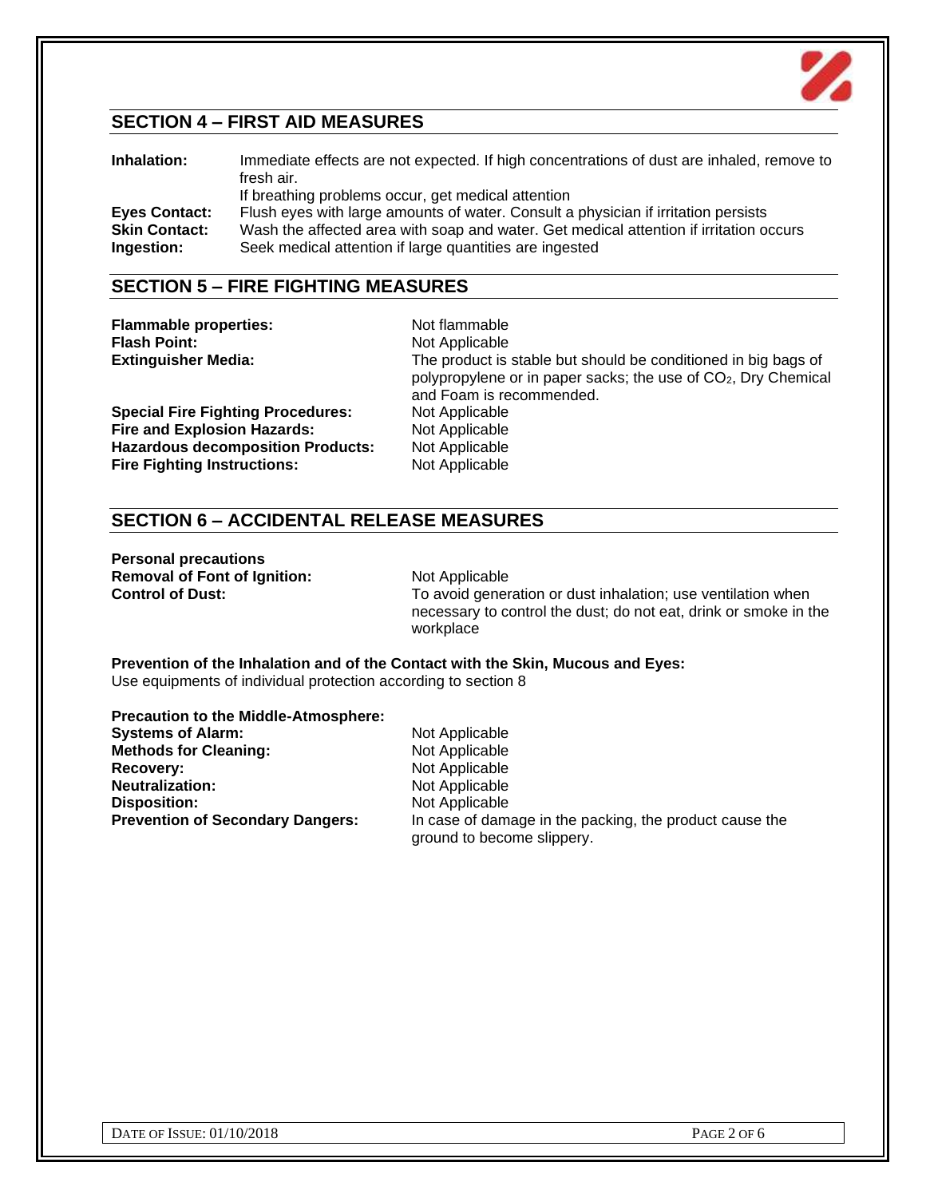## SECTION 4 – FIRST AID MEASURES

**Inhalation:** Immediate effects are not expected. If high concentrations of dust are inhaled, remove to fresh air.
If breathing problems occur, get medical attention

**Eyes Contact:** Flush eyes with large amounts of water. Consult a physician if irritation persists

**Skin Contact:** Wash the affected area with soap and water. Get medical attention if irritation occurs

**Ingestion:** Seek medical attention if large quantities are ingested

## SECTION 5 – FIRE FIGHTING MEASURES

**Flammable properties:** Not flammable

**Flash Point:** Not Applicable

**Extinguisher Media:** The product is stable but should be conditioned in big bags of polypropylene or in paper sacks; the use of $CO_2$, Dry Chemical and Foam is recommended.

**Special Fire Fighting Procedures:** Not Applicable

**Fire and Explosion Hazards:** Not Applicable

**Hazardous decomposition Products:** Not Applicable

**Fire Fighting Instructions:** Not Applicable

## SECTION 6 – ACCIDENTAL RELEASE MEASURES

**Personal precautions**

**Removal of Font of Ignition:** Not Applicable

**Control of Dust:** To avoid generation or dust inhalation; use ventilation when necessary to control the dust; do not eat, drink or smoke in the workplace

**Prevention of the Inhalation and of the Contact with the Skin, Mucous and Eyes:**
Use equipments of individual protection according to section 8

**Precaution to the Middle-Atmosphere:**

**Systems of Alarm:** Not Applicable

**Methods for Cleaning:** Not Applicable

**Recovery:** Not Applicable

**Neutralization:** Not Applicable

**Disposition:** Not Applicable

**Prevention of Secondary Dangers:** In case of damage in the packing, the product cause the ground to become slippery.

DATE OF ISSUE: 01/10/2018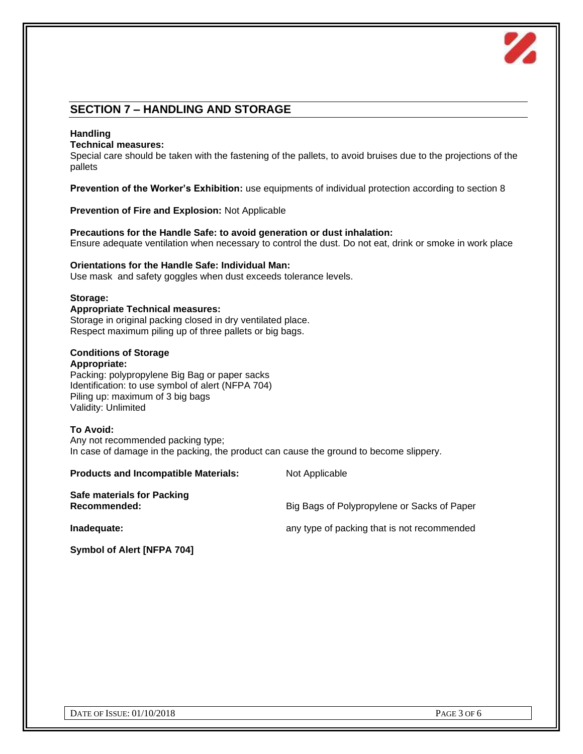## SECTION 7 – HANDLING AND STORAGE

**Handling**

**Technical measures:**

Special care should be taken with the fastening of the pallets, to avoid bruises due to the projections of the pallets

**Prevention of the Worker's Exhibition:** use equipments of individual protection according to section 8

**Prevention of Fire and Explosion:** Not Applicable

**Precautions for the Handle Safe: to avoid generation or dust inhalation:**

Ensure adequate ventilation when necessary to control the dust. Do not eat, drink or smoke in work place

**Orientations for the Handle Safe: Individual Man:**

Use mask and safety goggles when dust exceeds tolerance levels.

**Storage:**

**Appropriate Technical measures:**

Storage in original packing closed in dry ventilated place.
Respect maximum piling up of three pallets or big bags.

**Conditions of Storage**

**Appropriate:**

Packing: polypropylene Big Bag or paper sacks
Identification: to use symbol of alert (NFPA 704)
Piling up: maximum of 3 big bags
Validity: Unlimited

**To Avoid:**

Any not recommended packing type;
In case of damage in the packing, the product can cause the ground to become slippery.

**Products and Incompatible Materials:** Not Applicable

**Safe materials for Packing**

**Recommended:** Big Bags of Polypropylene or Sacks of Paper

**Inadequate:** any type of packing that is not recommended

**Symbol of Alert [NFPA 704]**

DATE OF ISSUE: 01/10/2018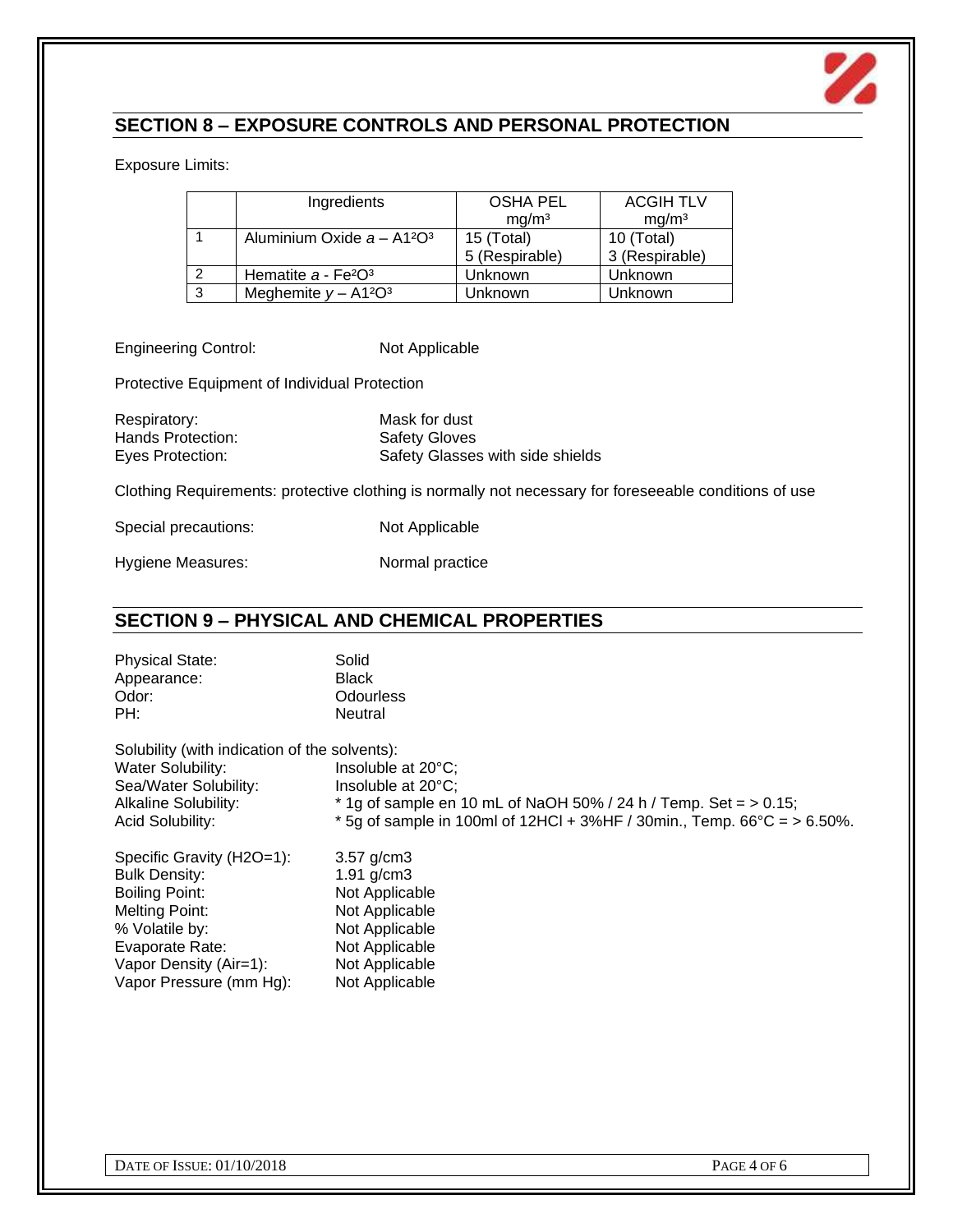## SECTION 8 – EXPOSURE CONTROLS AND PERSONAL PROTECTION

Exposure Limits:

| | Ingredients | OSHA PEL mg/m³ | ACGIH TLV mg/m³ |
|---|---|---|---|
| 1 | Aluminium Oxide *a* – $A1^2O^3$ | 15 (Total) 5 (Respirable) | 10 (Total) 3 (Respirable) |
| 2 | Hematite *a* - $Fe^2O^3$ | Unknown | Unknown |
| 3 | Meghemite *y* – $A1^2O^3$ | Unknown | Unknown |

Engineering Control: Not Applicable

Protective Equipment of Individual Protection

Respiratory: Mask for dust
Hands Protection: Safety Gloves
Eyes Protection: Safety Glasses with side shields

Clothing Requirements: protective clothing is normally not necessary for foreseeable conditions of use

Special precautions: Not Applicable

Hygiene Measures: Normal practice

## SECTION 9 – PHYSICAL AND CHEMICAL PROPERTIES

Physical State: Solid
Appearance: Black
Odor: Odourless
PH: Neutral

Solubility (with indication of the solvents):
Water Solubility: Insoluble at 20°C;
Sea/Water Solubility: Insoluble at 20°C;
Alkaline Solubility: * 1g of sample en 10 mL of NaOH 50% / 24 h / Temp. Set = > 0.15;
Acid Solubility: * 5g of sample in 100ml of 12HCl + 3%HF / 30min., Temp. 66°C = > 6.50%.

Specific Gravity (H2O=1): 3.57 g/cm3
Bulk Density: 1.91 g/cm3
Boiling Point: Not Applicable
Melting Point: Not Applicable
% Volatile by: Not Applicable
Evaporate Rate: Not Applicable
Vapor Density (Air=1): Not Applicable
Vapor Pressure (mm Hg): Not Applicable

DATE OF ISSUE: 01/10/2018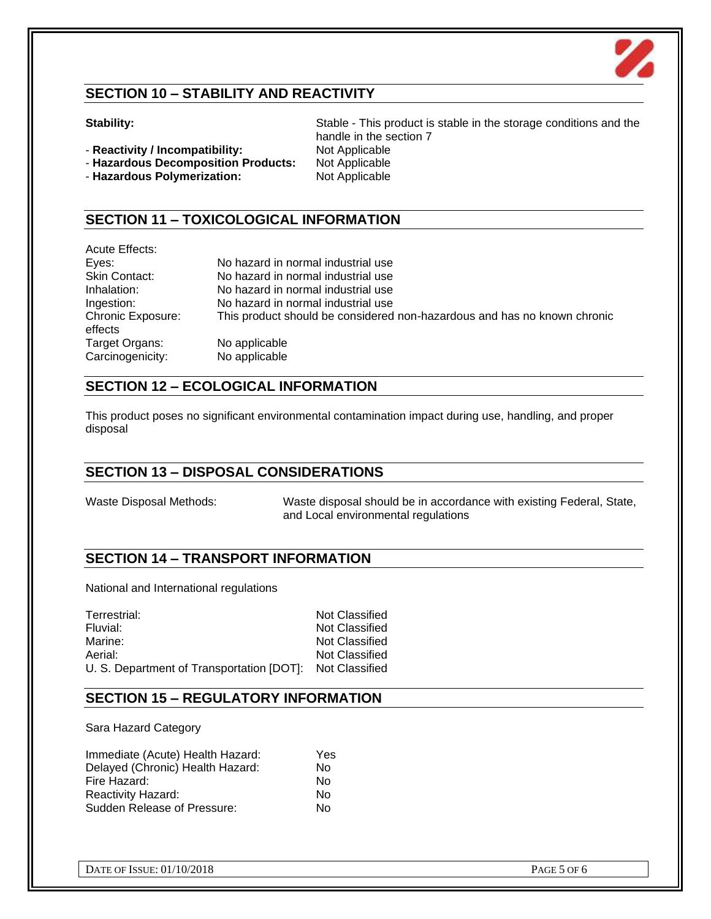## SECTION 10 – STABILITY AND REACTIVITY

**Stability:** Stable - This product is stable in the storage conditions and the handle in the section 7

- **Reactivity / Incompatibility:** Not Applicable
- **Hazardous Decomposition Products:** Not Applicable
- **Hazardous Polymerization:** Not Applicable

## SECTION 11 – TOXICOLOGICAL INFORMATION

Acute Effects:

| | |
|---|---|
| Eyes: | No hazard in normal industrial use |
| Skin Contact: | No hazard in normal industrial use |
| Inhalation: | No hazard in normal industrial use |
| Ingestion: | No hazard in normal industrial use |
| Chronic Exposure: | This product should be considered non-hazardous and has no known chronic effects |
| Target Organs: | No applicable |
| Carcinogenicity: | No applicable |

## SECTION 12 – ECOLOGICAL INFORMATION

This product poses no significant environmental contamination impact during use, handling, and proper disposal

## SECTION 13 – DISPOSAL CONSIDERATIONS

Waste Disposal Methods: Waste disposal should be in accordance with existing Federal, State, and Local environmental regulations

## SECTION 14 – TRANSPORT INFORMATION

National and International regulations

| | |
|---|---|
| Terrestrial: | Not Classified |
| Fluvial: | Not Classified |
| Marine: | Not Classified |
| Aerial: | Not Classified |
| U. S. Department of Transportation [DOT]: | Not Classified |

## SECTION 15 – REGULATORY INFORMATION

Sara Hazard Category

| | |
|---|---|
| Immediate (Acute) Health Hazard: | Yes |
| Delayed (Chronic) Health Hazard: | No |
| Fire Hazard: | No |
| Reactivity Hazard: | No |
| Sudden Release of Pressure: | No |

DATE OF ISSUE: 01/10/2018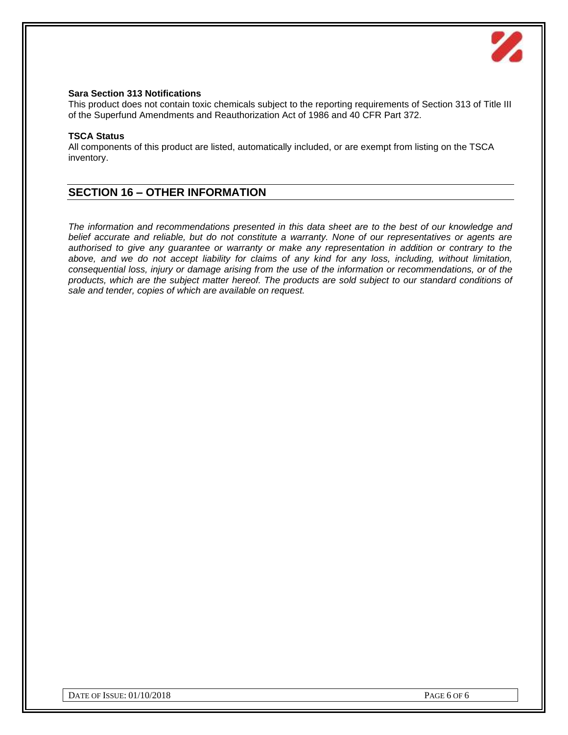**Sara Section 313 Notifications**

This product does not contain toxic chemicals subject to the reporting requirements of Section 313 of Title III of the Superfund Amendments and Reauthorization Act of 1986 and 40 CFR Part 372.

**TSCA Status**

All components of this product are listed, automatically included, or are exempt from listing on the TSCA inventory.

## SECTION 16 – OTHER INFORMATION

*The information and recommendations presented in this data sheet are to the best of our knowledge and belief accurate and reliable, but do not constitute a warranty. None of our representatives or agents are authorised to give any guarantee or warranty or make any representation in addition or contrary to the above, and we do not accept liability for claims of any kind for any loss, including, without limitation, consequential loss, injury or damage arising from the use of the information or recommendations, or of the products, which are the subject matter hereof. The products are sold subject to our standard conditions of sale and tender, copies of which are available on request.*

DATE OF ISSUE: 01/10/2018